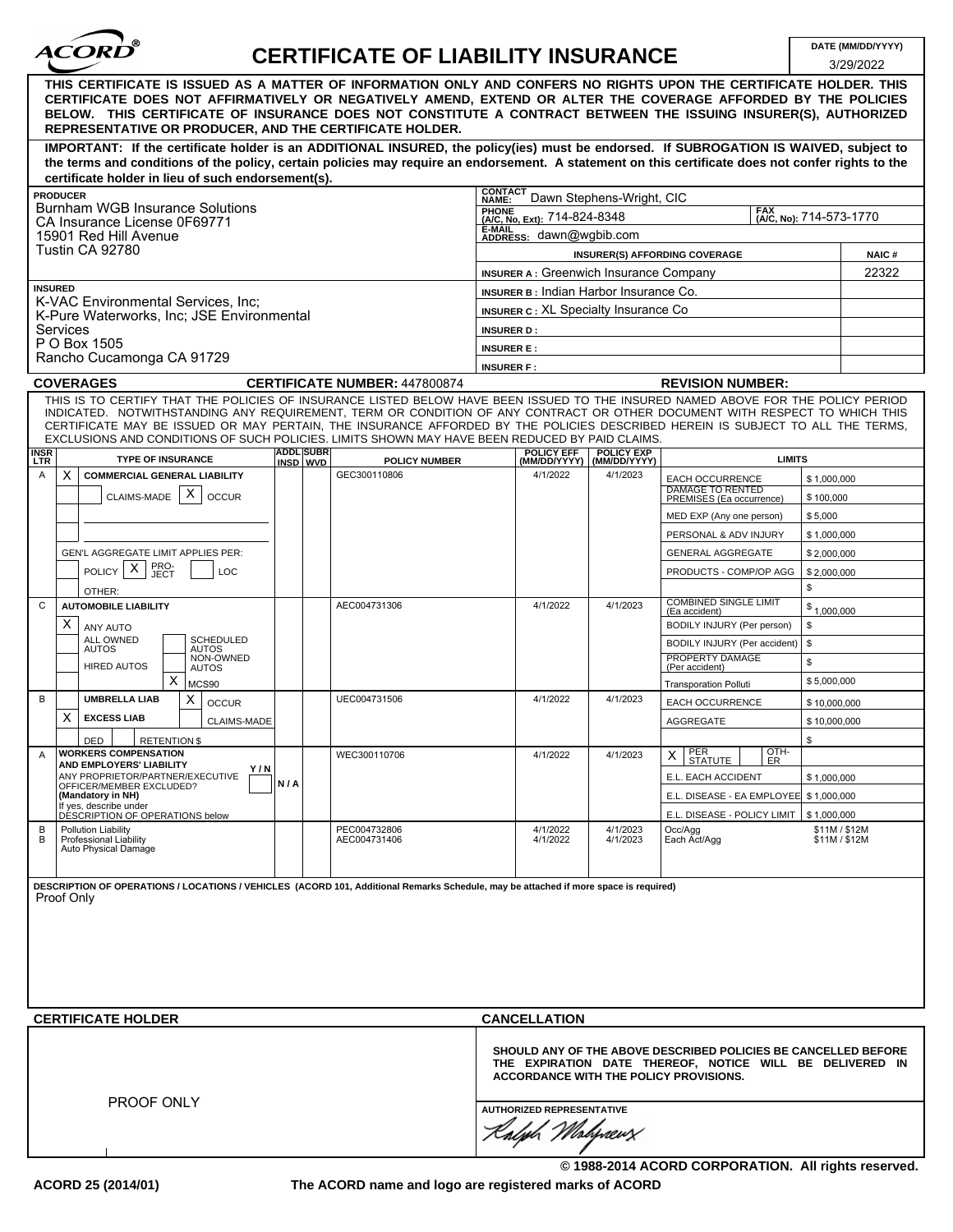ACORD®

# CERTIFICATE OF LIABILITY INSURANCE

**DATE (MM/DD/YYYY)** 3/29/2022

**THIS CERTIFICATE IS ISSUED AS A MATTER OF INFORMATION ONLY AND CONFERS NO RIGHTS UPON THE CERTIFICATE HOLDER. THIS CERTIFICATE DOES NOT AFFIRMATIVELY OR NEGATIVELY AMEND, EXTEND OR ALTER THE COVERAGE AFFORDED BY THE POLICIES BELOW. THIS CERTIFICATE OF INSURANCE DOES NOT CONSTITUTE A CONTRACT BETWEEN THE ISSUING INSURER(S), AUTHORIZED REPRESENTATIVE OR PRODUCER, AND THE CERTIFICATE HOLDER.**

**IMPORTANT: If the certificate holder is an ADDITIONAL INSURED, the policy(ies) must be endorsed. If SUBROGATION IS WAIVED, subject to the terms and conditions of the policy, certain policies may require an endorsement. A statement on this certificate does not confer rights to the certificate holder in lieu of such endorsement(s).**

**PRODUCER**
Burnham WGB Insurance Solutions
CA Insurance License 0F69771
15901 Red Hill Avenue
Tustin CA 92780

**CONTACT NAME:** Dawn Stephens-Wright, CIC
**PHONE (A/C, No, Ext):** 714-824-8348 **FAX (A/C, No):** 714-573-1770
**E-MAIL ADDRESS:** dawn@wgbib.com

| INSURER(S) AFFORDING COVERAGE | NAIC # |
|---|---|
| INSURER A : Greenwich Insurance Company | 22322 |
| INSURER B : Indian Harbor Insurance Co. | |
| INSURER C : XL Specialty Insurance Co | |
| INSURER D : | |
| INSURER E : | |
| INSURER F : | |

**INSURED**
K-VAC Environmental Services, Inc; K-Pure Waterworks, Inc; JSE Environmental Services
P O Box 1505
Rancho Cucamonga CA 91729

**COVERAGES** **CERTIFICATE NUMBER:** 447800874 **REVISION NUMBER:**

THIS IS TO CERTIFY THAT THE POLICIES OF INSURANCE LISTED BELOW HAVE BEEN ISSUED TO THE INSURED NAMED ABOVE FOR THE POLICY PERIOD INDICATED. NOTWITHSTANDING ANY REQUIREMENT, TERM OR CONDITION OF ANY CONTRACT OR OTHER DOCUMENT WITH RESPECT TO WHICH THIS CERTIFICATE MAY BE ISSUED OR MAY PERTAIN, THE INSURANCE AFFORDED BY THE POLICIES DESCRIBED HEREIN IS SUBJECT TO ALL THE TERMS, EXCLUSIONS AND CONDITIONS OF SUCH POLICIES. LIMITS SHOWN MAY HAVE BEEN REDUCED BY PAID CLAIMS.

| INSR LTR | TYPE OF INSURANCE | ADDL INSD | SUBR WVD | POLICY NUMBER | POLICY EFF (MM/DD/YYYY) | POLICY EXP (MM/DD/YYYY) | LIMITS | |
|---|---|---|---|---|---|---|---|---|
| A | X COMMERCIAL GENERAL LIABILITY | | | GEC300110806 | 4/1/2022 | 4/1/2023 | EACH OCCURRENCE | $ 1,000,000 |
| | CLAIMS-MADE  X OCCUR | | | | | | DAMAGE TO RENTED PREMISES (Ea occurrence) | $ 100,000 |
| | | | | | | | MED EXP (Any one person) | $ 5,000 |
| | | | | | | | PERSONAL & ADV INJURY | $ 1,000,000 |
| | GEN'L AGGREGATE LIMIT APPLIES PER: | | | | | | GENERAL AGGREGATE | $ 2,000,000 |
| | POLICY  X PRO-JECT  LOC | | | | | | PRODUCTS - COMP/OP AGG | $ 2,000,000 |
| | OTHER: | | | | | | | $ |
| C | AUTOMOBILE LIABILITY | | | AEC004731306 | 4/1/2022 | 4/1/2023 | COMBINED SINGLE LIMIT (Ea accident) | $ 1,000,000 |
| | X ANY AUTO | | | | | | BODILY INJURY (Per person) | $ |
| | ALL OWNED AUTOS  SCHEDULED AUTOS | | | | | | BODILY INJURY (Per accident) | $ |
| | HIRED AUTOS  NON-OWNED AUTOS | | | | | | PROPERTY DAMAGE (Per accident) | $ |
| | X MCS90 | | | | | | Transporation Polluti | $ 5,000,000 |
| B | UMBRELLA LIAB  X OCCUR | | | UEC004731506 | 4/1/2022 | 4/1/2023 | EACH OCCURRENCE | $ 10,000,000 |
| | X EXCESS LIAB  CLAIMS-MADE | | | | | | AGGREGATE | $ 10,000,000 |
| | DED  RETENTION $ | | | | | | | $ |
| A | WORKERS COMPENSATION AND EMPLOYERS' LIABILITY Y/N ANY PROPRIETOR/PARTNER/EXECUTIVE OFFICER/MEMBER EXCLUDED? (Mandatory in NH) If yes, describe under DESCRIPTION OF OPERATIONS below | N/A | | WEC300110706 | 4/1/2022 | 4/1/2023 | X PER STATUTE  OTH-ER | |
| | | | | | | | E.L. EACH ACCIDENT | $ 1,000,000 |
| | | | | | | | E.L. DISEASE - EA EMPLOYEE | $ 1,000,000 |
| | | | | | | | E.L. DISEASE - POLICY LIMIT | $ 1,000,000 |
| B | Pollution Liability | | | PEC004732806 | 4/1/2022 | 4/1/2023 | Occ/Agg | $11M / $12M |
| B | Professional Liability Auto Physical Damage | | | AEC004731406 | 4/1/2022 | 4/1/2023 | Each Act/Agg | $11M / $12M |

**DESCRIPTION OF OPERATIONS / LOCATIONS / VEHICLES (ACORD 101, Additional Remarks Schedule, may be attached if more space is required)**
Proof Only

**CERTIFICATE HOLDER**

PROOF ONLY

**CANCELLATION**

**SHOULD ANY OF THE ABOVE DESCRIBED POLICIES BE CANCELLED BEFORE THE EXPIRATION DATE THEREOF, NOTICE WILL BE DELIVERED IN ACCORDANCE WITH THE POLICY PROVISIONS.**

**AUTHORIZED REPRESENTATIVE**
Ralph Malgrew

© 1988-2014 ACORD CORPORATION. All rights reserved.

ACORD 25 (2014/01) The ACORD name and logo are registered marks of ACORD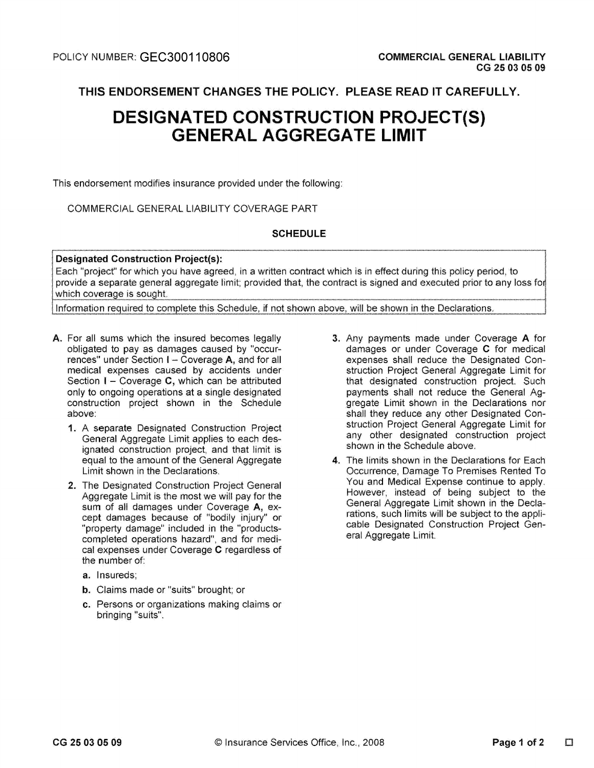POLICY NUMBER: GEC300110806

**COMMERCIAL GENERAL LIABILITY**
**CG 25 03 05 09**

**THIS ENDORSEMENT CHANGES THE POLICY. PLEASE READ IT CAREFULLY.**

# DESIGNATED CONSTRUCTION PROJECT(S) GENERAL AGGREGATE LIMIT

This endorsement modifies insurance provided under the following:

COMMERCIAL GENERAL LIABILITY COVERAGE PART

**SCHEDULE**

| **Designated Construction Project(s):** Each "project" for which you have agreed, in a written contract which is in effect during this policy period, to provide a separate general aggregate limit; provided that, the contract is signed and executed prior to any loss for which coverage is sought. |
|---|
| Information required to complete this Schedule, if not shown above, will be shown in the Declarations. |

**A.** For all sums which the insured becomes legally obligated to pay as damages caused by "occurrences" under Section **I** – Coverage **A,** and for all medical expenses caused by accidents under Section **I** – Coverage **C,** which can be attributed only to ongoing operations at a single designated construction project shown in the Schedule above:

**1.** A separate Designated Construction Project General Aggregate Limit applies to each designated construction project, and that limit is equal to the amount of the General Aggregate Limit shown in the Declarations.

**2.** The Designated Construction Project General Aggregate Limit is the most we will pay for the sum of all damages under Coverage **A,** except damages because of "bodily injury" or "property damage" included in the "products-completed operations hazard", and for medical expenses under Coverage **C** regardless of the number of:

**a.** Insureds;

**b.** Claims made or "suits" brought; or

**c.** Persons or organizations making claims or bringing "suits".

**3.** Any payments made under Coverage **A** for damages or under Coverage **C** for medical expenses shall reduce the Designated Construction Project General Aggregate Limit for that designated construction project. Such payments shall not reduce the General Aggregate Limit shown in the Declarations nor shall they reduce any other Designated Construction Project General Aggregate Limit for any other designated construction project shown in the Schedule above.

**4.** The limits shown in the Declarations for Each Occurrence, Damage To Premises Rented To You and Medical Expense continue to apply. However, instead of being subject to the General Aggregate Limit shown in the Declarations, such limits will be subject to the applicable Designated Construction Project General Aggregate Limit.

© Insurance Services Office, Inc., 2008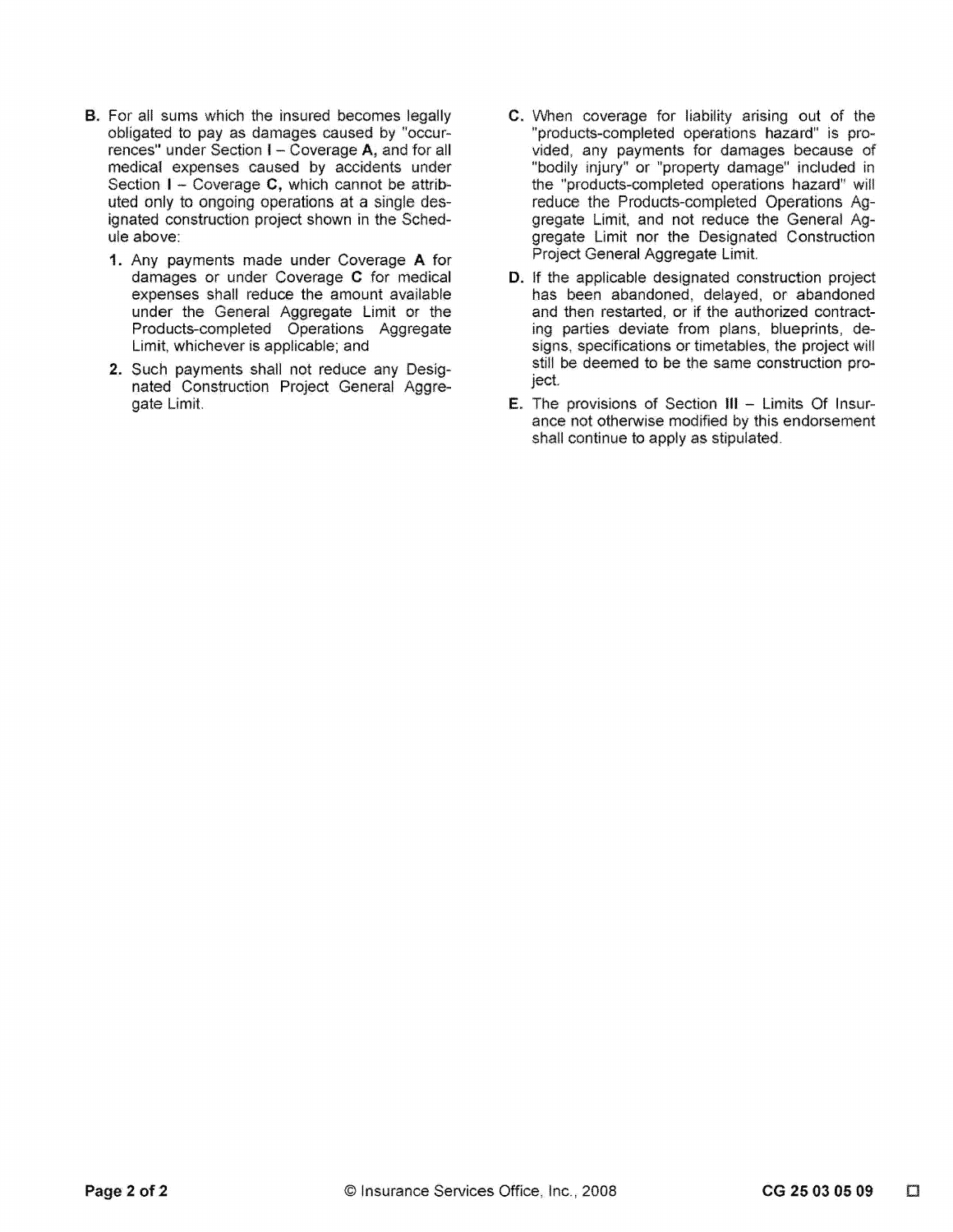**B.** For all sums which the insured becomes legally obligated to pay as damages caused by "occurrences" under Section **I** – Coverage **A,** and for all medical expenses caused by accidents under Section **I** – Coverage **C,** which cannot be attributed only to ongoing operations at a single designated construction project shown in the Schedule above:

1. Any payments made under Coverage **A** for damages or under Coverage **C** for medical expenses shall reduce the amount available under the General Aggregate Limit or the Products-completed Operations Aggregate Limit, whichever is applicable; and
2. Such payments shall not reduce any Designated Construction Project General Aggregate Limit.

**C.** When coverage for liability arising out of the "products-completed operations hazard" is provided, any payments for damages because of "bodily injury" or "property damage" included in the "products-completed operations hazard" will reduce the Products-completed Operations Aggregate Limit, and not reduce the General Aggregate Limit nor the Designated Construction Project General Aggregate Limit.

**D.** If the applicable designated construction project has been abandoned, delayed, or abandoned and then restarted, or if the authorized contracting parties deviate from plans, blueprints, designs, specifications or timetables, the project will still be deemed to be the same construction project.

**E.** The provisions of Section **III** – Limits Of Insurance not otherwise modified by this endorsement shall continue to apply as stipulated.